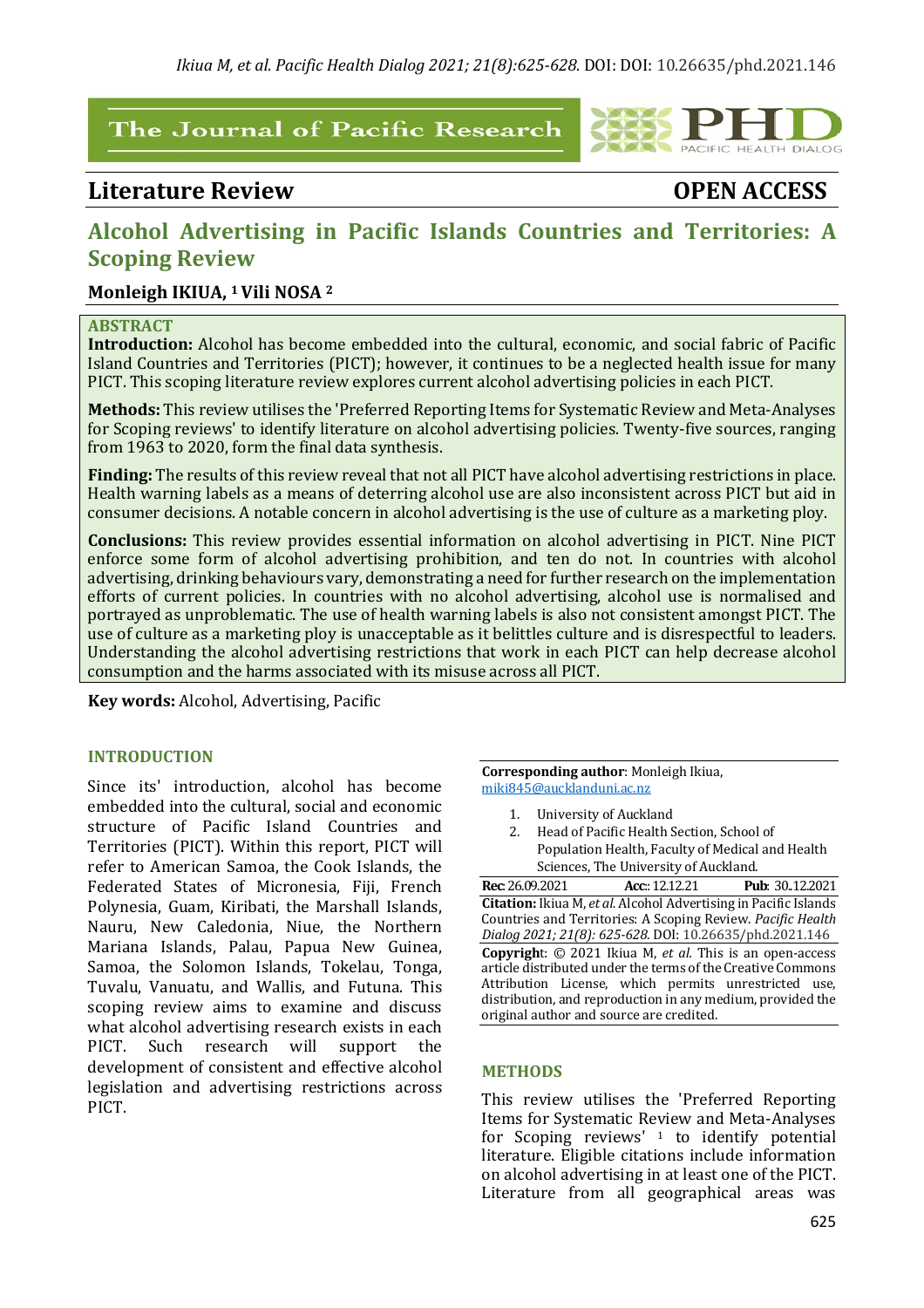The Journal of Pacific Research

PHD PACIFIC HEALTH DIALOG

## Literature Review

**OPEN ACCESS**

# Alcohol Advertising in Pacific Islands Countries and Territories: A Scoping Review

**Monleigh IKIUA, [1] Vili NOSA [2]**

**ABSTRACT**

**Introduction:** Alcohol has become embedded into the cultural, economic, and social fabric of Pacific Island Countries and Territories (PICT); however, it continues to be a neglected health issue for many PICT. This scoping literature review explores current alcohol advertising policies in each PICT.

**Methods:** This review utilises the 'Preferred Reporting Items for Systematic Review and Meta-Analyses for Scoping reviews' to identify literature on alcohol advertising policies. Twenty-five sources, ranging from 1963 to 2020, form the final data synthesis.

**Finding:** The results of this review reveal that not all PICT have alcohol advertising restrictions in place. Health warning labels as a means of deterring alcohol use are also inconsistent across PICT but aid in consumer decisions. A notable concern in alcohol advertising is the use of culture as a marketing ploy.

**Conclusions:** This review provides essential information on alcohol advertising in PICT. Nine PICT enforce some form of alcohol advertising prohibition, and ten do not. In countries with alcohol advertising, drinking behaviours vary, demonstrating a need for further research on the implementation efforts of current policies. In countries with no alcohol advertising, alcohol use is normalised and portrayed as unproblematic. The use of health warning labels is also not consistent amongst PICT. The use of culture as a marketing ploy is unacceptable as it belittles culture and is disrespectful to leaders. Understanding the alcohol advertising restrictions that work in each PICT can help decrease alcohol consumption and the harms associated with its misuse across all PICT.

**Key words:** Alcohol, Advertising, Pacific

## INTRODUCTION

Since its' introduction, alcohol has become embedded into the cultural, social and economic structure of Pacific Island Countries and Territories (PICT). Within this report, PICT will refer to American Samoa, the Cook Islands, the Federated States of Micronesia, Fiji, French Polynesia, Guam, Kiribati, the Marshall Islands, Nauru, New Caledonia, Niue, the Northern Mariana Islands, Palau, Papua New Guinea, Samoa, the Solomon Islands, Tokelau, Tonga, Tuvalu, Vanuatu, and Wallis, and Futuna. This scoping review aims to examine and discuss what alcohol advertising research exists in each PICT. Such research will support the development of consistent and effective alcohol legislation and advertising restrictions across PICT.

**Corresponding author**: Monleigh Ikiua, miki845@aucklanduni.ac.nz

1. University of Auckland
2. Head of Pacific Health Section, School of Population Health, Faculty of Medical and Health Sciences, The University of Auckland.

**Rec**: 26.09.2021 **Acc**: 12.12.21 **Pub**: 30.12.2021

**Citation:** Ikiua M, *et al.* Alcohol Advertising in Pacific Islands Countries and Territories: A Scoping Review. *Pacific Health Dialog 2021; 21(8): 625-628.* DOI: 10.26635/phd.2021.146

**Copyright**: © 2021 Ikiua M, *et al.* This is an open-access article distributed under the terms of the Creative Commons Attribution License, which permits unrestricted use, distribution, and reproduction in any medium, provided the original author and source are credited.

## METHODS

This review utilises the 'Preferred Reporting Items for Systematic Review and Meta-Analyses for Scoping reviews' [1] to identify potential literature. Eligible citations include information on alcohol advertising in at least one of the PICT. Literature from all geographical areas was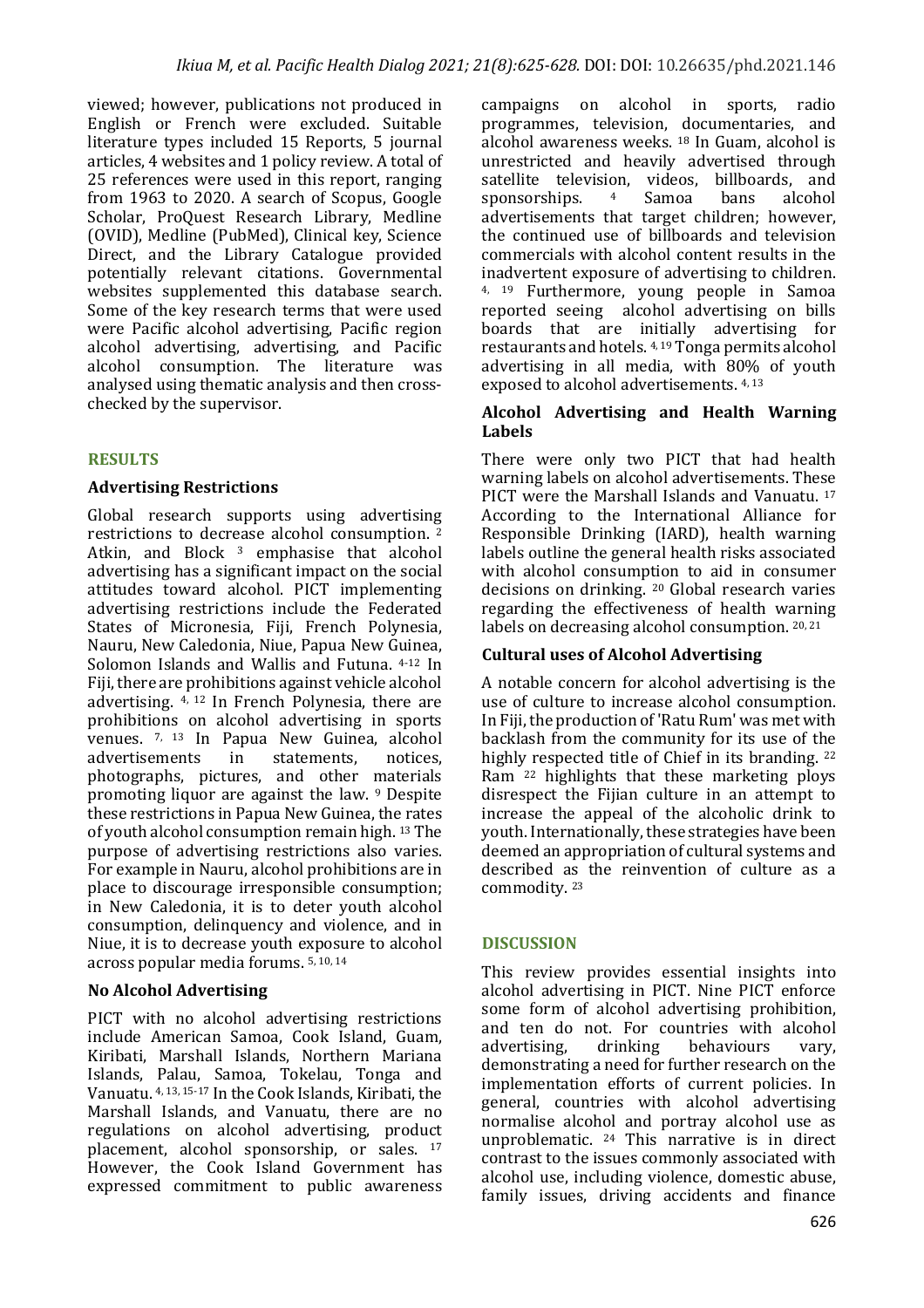viewed; however, publications not produced in English or French were excluded. Suitable literature types included 15 Reports, 5 journal articles, 4 websites and 1 policy review. A total of 25 references were used in this report, ranging from 1963 to 2020. A search of Scopus, Google Scholar, ProQuest Research Library, Medline (OVID), Medline (PubMed), Clinical key, Science Direct, and the Library Catalogue provided potentially relevant citations. Governmental websites supplemented this database search. Some of the key research terms that were used were Pacific alcohol advertising, Pacific region alcohol advertising, advertising, and Pacific alcohol consumption. The literature was analysed using thematic analysis and then cross-checked by the supervisor.

## RESULTS

### Advertising Restrictions

Global research supports using advertising restrictions to decrease alcohol consumption. [2] Atkin, and Block [3] emphasise that alcohol advertising has a significant impact on the social attitudes toward alcohol. PICT implementing advertising restrictions include the Federated States of Micronesia, Fiji, French Polynesia, Nauru, New Caledonia, Niue, Papua New Guinea, Solomon Islands and Wallis and Futuna. [4-12] In Fiji, there are prohibitions against vehicle alcohol advertising. [4, 12] In French Polynesia, there are prohibitions on alcohol advertising in sports venues. [7, 13] In Papua New Guinea, alcohol advertisements in statements, notices, photographs, pictures, and other materials promoting liquor are against the law. [9] Despite these restrictions in Papua New Guinea, the rates of youth alcohol consumption remain high. [13] The purpose of advertising restrictions also varies. For example in Nauru, alcohol prohibitions are in place to discourage irresponsible consumption; in New Caledonia, it is to deter youth alcohol consumption, delinquency and violence, and in Niue, it is to decrease youth exposure to alcohol across popular media forums. [5, 10, 14]

### No Alcohol Advertising

PICT with no alcohol advertising restrictions include American Samoa, Cook Island, Guam, Kiribati, Marshall Islands, Northern Mariana Islands, Palau, Samoa, Tokelau, Tonga and Vanuatu. [4, 13, 15-17] In the Cook Islands, Kiribati, the Marshall Islands, and Vanuatu, there are no regulations on alcohol advertising, product placement, alcohol sponsorship, or sales. [17] However, the Cook Island Government has expressed commitment to public awareness campaigns on alcohol in sports, radio programmes, television, documentaries, and alcohol awareness weeks. [18] In Guam, alcohol is unrestricted and heavily advertised through satellite television, videos, billboards, and sponsorships. [4] Samoa bans alcohol advertisements that target children; however, the continued use of billboards and television commercials with alcohol content results in the inadvertent exposure of advertising to children. [4, 19] Furthermore, young people in Samoa reported seeing alcohol advertising on bills boards that are initially advertising for restaurants and hotels. [4, 19] Tonga permits alcohol advertising in all media, with 80% of youth exposed to alcohol advertisements. [4, 13]

### Alcohol Advertising and Health Warning Labels

There were only two PICT that had health warning labels on alcohol advertisements. These PICT were the Marshall Islands and Vanuatu. [17] According to the International Alliance for Responsible Drinking (IARD), health warning labels outline the general health risks associated with alcohol consumption to aid in consumer decisions on drinking. [20] Global research varies regarding the effectiveness of health warning labels on decreasing alcohol consumption. [20, 21]

### Cultural uses of Alcohol Advertising

A notable concern for alcohol advertising is the use of culture to increase alcohol consumption. In Fiji, the production of 'Ratu Rum' was met with backlash from the community for its use of the highly respected title of Chief in its branding. [22] Ram [22] highlights that these marketing ploys disrespect the Fijian culture in an attempt to increase the appeal of the alcoholic drink to youth. Internationally, these strategies have been deemed an appropriation of cultural systems and described as the reinvention of culture as a commodity. [23]

## DISCUSSION

This review provides essential insights into alcohol advertising in PICT. Nine PICT enforce some form of alcohol advertising prohibition, and ten do not. For countries with alcohol advertising, drinking behaviours vary, demonstrating a need for further research on the implementation efforts of current policies. In general, countries with alcohol advertising normalise alcohol and portray alcohol use as unproblematic. [24] This narrative is in direct contrast to the issues commonly associated with alcohol use, including violence, domestic abuse, family issues, driving accidents and finance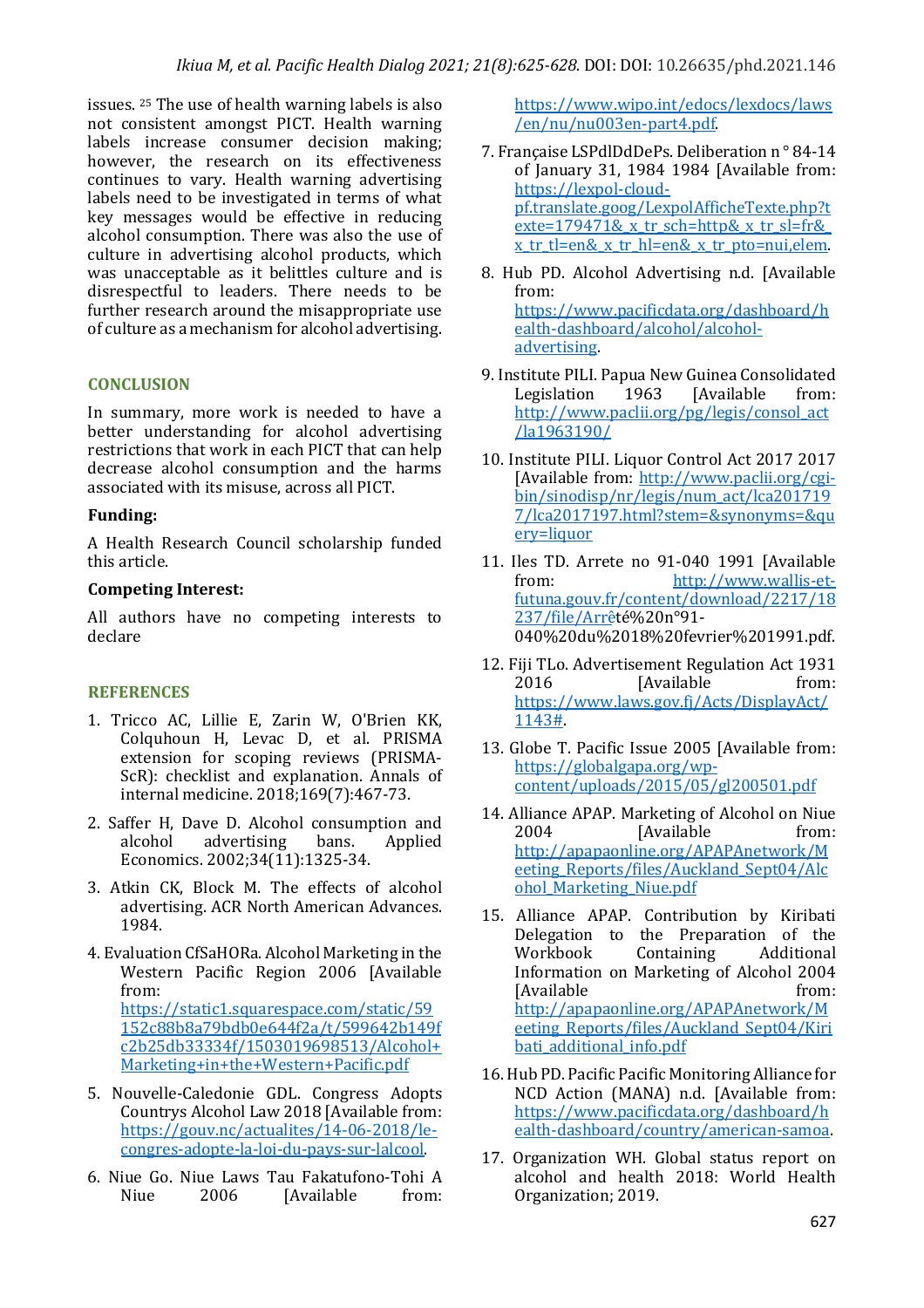issues. [25] The use of health warning labels is also not consistent amongst PICT. Health warning labels increase consumer decision making; however, the research on its effectiveness continues to vary. Health warning advertising labels need to be investigated in terms of what key messages would be effective in reducing alcohol consumption. There was also the use of culture in advertising alcohol products, which was unacceptable as it belittles culture and is disrespectful to leaders. There needs to be further research around the misappropriate use of culture as a mechanism for alcohol advertising.

## CONCLUSION

In summary, more work is needed to have a better understanding for alcohol advertising restrictions that work in each PICT that can help decrease alcohol consumption and the harms associated with its misuse, across all PICT.

**Funding:**

A Health Research Council scholarship funded this article.

**Competing Interest:**

All authors have no competing interests to declare

## REFERENCES

1. Tricco AC, Lillie E, Zarin W, O'Brien KK, Colquhoun H, Levac D, et al. PRISMA extension for scoping reviews (PRISMA-ScR): checklist and explanation. Annals of internal medicine. 2018;169(7):467-73.
2. Saffer H, Dave D. Alcohol consumption and alcohol advertising bans. Applied Economics. 2002;34(11):1325-34.
3. Atkin CK, Block M. The effects of alcohol advertising. ACR North American Advances. 1984.
4. Evaluation CfSaHORa. Alcohol Marketing in the Western Pacific Region 2006 [Available from: https://static1.squarespace.com/static/59152c88b8a79bdb0e644f2a/t/599642b149fc2b25db33334f/1503019698513/Alcohol+Marketing+in+the+Western+Pacific.pdf
5. Nouvelle-Caledonie GDL. Congress Adopts Countrys Alcohol Law 2018 [Available from: https://gouv.nc/actualites/14-06-2018/le-congres-adopte-la-loi-du-pays-sur-lalcool.
6. Niue Go. Niue Laws Tau Fakatufono-Tohi A Niue 2006 [Available from: https://www.wipo.int/edocs/lexdocs/laws/en/nu/nu003en-part4.pdf.
7. Française LSPdlDdDePs. Deliberation n ° 84-14 of January 31, 1984 1984 [Available from: https://lexpol-cloud-pf.translate.goog/LexpolAfficheTexte.php?texte=179471&_x_tr_sch=http&_x_tr_sl=fr&_x_tr_tl=en&_x_tr_hl=en&_x_tr_pto=nui,elem.
8. Hub PD. Alcohol Advertising n.d. [Available from: https://www.pacificdata.org/dashboard/health-dashboard/alcohol/alcohol-advertising.
9. Institute PILI. Papua New Guinea Consolidated Legislation 1963 [Available from: http://www.paclii.org/pg/legis/consol_act/la1963190/
10. Institute PILI. Liquor Control Act 2017 2017 [Available from: http://www.paclii.org/cgi-bin/sinodisp/nr/legis/num_act/lca2017197/lca2017197.html?stem=&synonyms=&query=liquor
11. Iles TD. Arrete no 91-040 1991 [Available from: http://www.wallis-et-futuna.gouv.fr/content/download/2217/18237/file/Arrêté%20n°91-040%20du%2018%20fevrier%201991.pdf.
12. Fiji TLo. Advertisement Regulation Act 1931 2016 [Available from: https://www.laws.gov.fj/Acts/DisplayAct/1143#.
13. Globe T. Pacific Issue 2005 [Available from: https://globalgapa.org/wp-content/uploads/2015/05/gl200501.pdf
14. Alliance APAP. Marketing of Alcohol on Niue 2004 [Available from: http://apapaonline.org/APAPAnetwork/Meeting_Reports/files/Auckland_Sept04/Alcohol_Marketing_Niue.pdf
15. Alliance APAP. Contribution by Kiribati Delegation to the Preparation of the Workbook Containing Additional Information on Marketing of Alcohol 2004 [Available from: http://apapaonline.org/APAPAnetwork/Meeting_Reports/files/Auckland_Sept04/Kiribati_additional_info.pdf
16. Hub PD. Pacific Pacific Monitoring Alliance for NCD Action (MANA) n.d. [Available from: https://www.pacificdata.org/dashboard/health-dashboard/country/american-samoa.
17. Organization WH. Global status report on alcohol and health 2018: World Health Organization; 2019.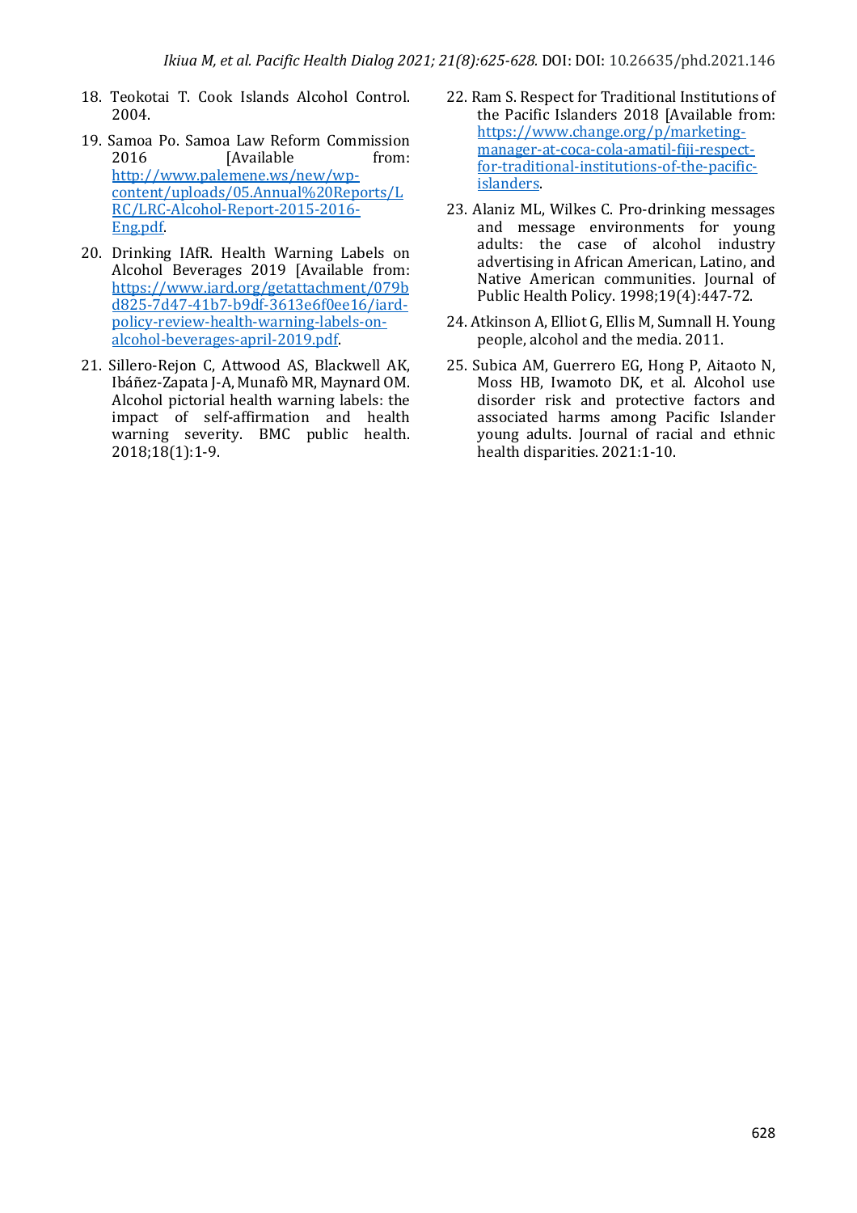18. Teokotai T. Cook Islands Alcohol Control. 2004.
19. Samoa Po. Samoa Law Reform Commission 2016 [Available from: http://www.palemene.ws/new/wp-content/uploads/05.Annual%20Reports/LRC/LRC-Alcohol-Report-2015-2016-Eng.pdf.
20. Drinking IAfR. Health Warning Labels on Alcohol Beverages 2019 [Available from: https://www.iard.org/getattachment/079bd825-7d47-41b7-b9df-3613e6f0ee16/iard-policy-review-health-warning-labels-on-alcohol-beverages-april-2019.pdf.
21. Sillero-Rejon C, Attwood AS, Blackwell AK, Ibáñez-Zapata J-A, Munafò MR, Maynard OM. Alcohol pictorial health warning labels: the impact of self-affirmation and health warning severity. BMC public health. 2018;18(1):1-9.
22. Ram S. Respect for Traditional Institutions of the Pacific Islanders 2018 [Available from: https://www.change.org/p/marketing-manager-at-coca-cola-amatil-fiji-respect-for-traditional-institutions-of-the-pacific-islanders.
23. Alaniz ML, Wilkes C. Pro-drinking messages and message environments for young adults: the case of alcohol industry advertising in African American, Latino, and Native American communities. Journal of Public Health Policy. 1998;19(4):447-72.
24. Atkinson A, Elliot G, Ellis M, Sumnall H. Young people, alcohol and the media. 2011.
25. Subica AM, Guerrero EG, Hong P, Aitaoto N, Moss HB, Iwamoto DK, et al. Alcohol use disorder risk and protective factors and associated harms among Pacific Islander young adults. Journal of racial and ethnic health disparities. 2021:1-10.